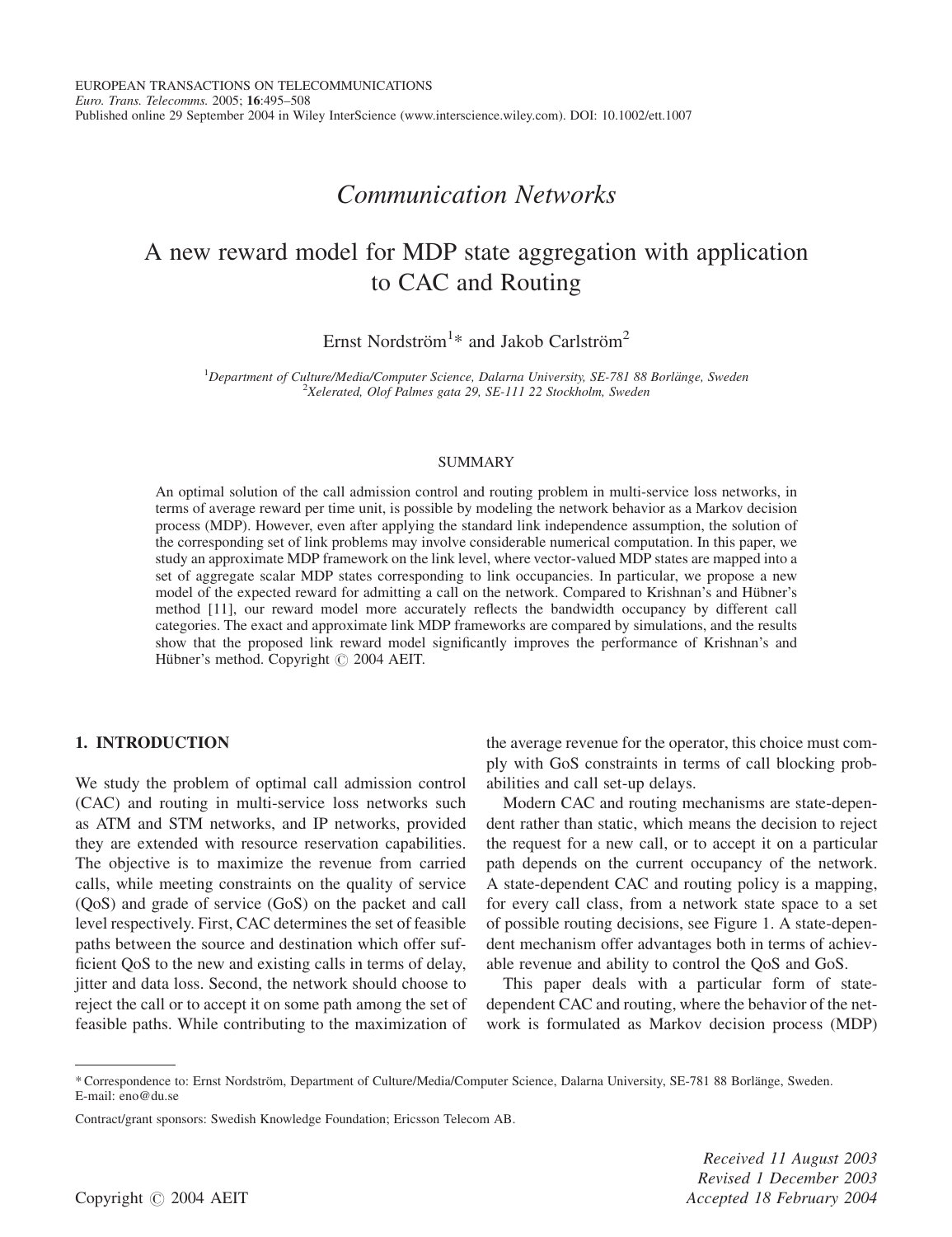EUROPEAN TRANSACTIONS ON TELECOMMUNICATIONS
*Euro. Trans. Telecomms.* 2005; **16**:495–508
Published online 29 September 2004 in Wiley InterScience (www.interscience.wiley.com). DOI: 10.1002/ett.1007

*Communication Networks*

# A new reward model for MDP state aggregation with application to CAC and Routing

Ernst Nordström[1]* and Jakob Carlström[2]

[1]*Department of Culture/Media/Computer Science, Dalarna University, SE-781 88 Borlänge, Sweden*
[2]*Xelerated, Olof Palmes gata 29, SE-111 22 Stockholm, Sweden*

## SUMMARY

An optimal solution of the call admission control and routing problem in multi-service loss networks, in terms of average reward per time unit, is possible by modeling the network behavior as a Markov decision process (MDP). However, even after applying the standard link independence assumption, the solution of the corresponding set of link problems may involve considerable numerical computation. In this paper, we study an approximate MDP framework on the link level, where vector-valued MDP states are mapped into a set of aggregate scalar MDP states corresponding to link occupancies. In particular, we propose a new model of the expected reward for admitting a call on the network. Compared to Krishnan's and Hübner's method [11], our reward model more accurately reflects the bandwidth occupancy by different call categories. The exact and approximate link MDP frameworks are compared by simulations, and the results show that the proposed link reward model significantly improves the performance of Krishnan's and Hübner's method. Copyright © 2004 AEIT.

## 1. INTRODUCTION

We study the problem of optimal call admission control (CAC) and routing in multi-service loss networks such as ATM and STM networks, and IP networks, provided they are extended with resource reservation capabilities. The objective is to maximize the revenue from carried calls, while meeting constraints on the quality of service (QoS) and grade of service (GoS) on the packet and call level respectively. First, CAC determines the set of feasible paths between the source and destination which offer sufficient QoS to the new and existing calls in terms of delay, jitter and data loss. Second, the network should choose to reject the call or to accept it on some path among the set of feasible paths. While contributing to the maximization of the average revenue for the operator, this choice must comply with GoS constraints in terms of call blocking probabilities and call set-up delays.

Modern CAC and routing mechanisms are state-dependent rather than static, which means the decision to reject the request for a new call, or to accept it on a particular path depends on the current occupancy of the network. A state-dependent CAC and routing policy is a mapping, for every call class, from a network state space to a set of possible routing decisions, see Figure 1. A state-dependent mechanism offer advantages both in terms of achievable revenue and ability to control the QoS and GoS.

This paper deals with a particular form of state-dependent CAC and routing, where the behavior of the network is formulated as Markov decision process (MDP)

---

\* Correspondence to: Ernst Nordström, Department of Culture/Media/Computer Science, Dalarna University, SE-781 88 Borlänge, Sweden. E-mail: eno@du.se

Contract/grant sponsors: Swedish Knowledge Foundation; Ericsson Telecom AB.

Copyright © 2004 AEIT

*Received 11 August 2003*
*Revised 1 December 2003*
*Accepted 18 February 2004*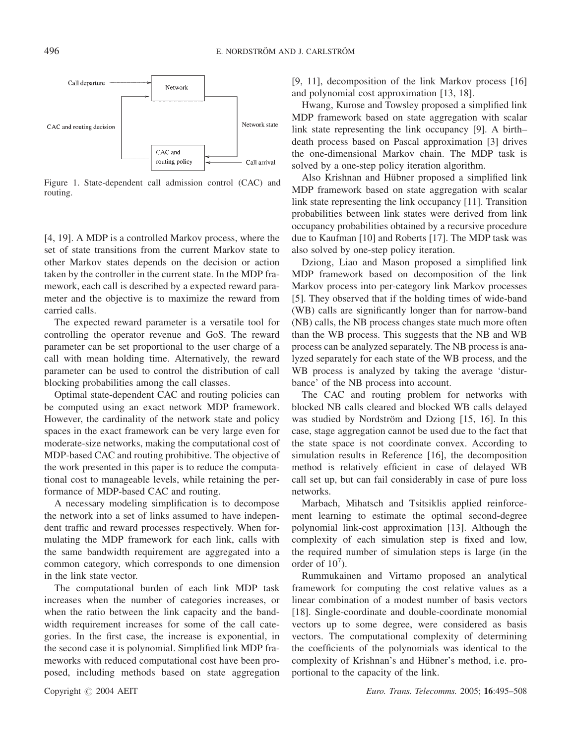Figure 1. State-dependent call admission control (CAC) and routing.

[4, 19]. A MDP is a controlled Markov process, where the set of state transitions from the current Markov state to other Markov states depends on the decision or action taken by the controller in the current state. In the MDP framework, each call is described by a expected reward parameter and the objective is to maximize the reward from carried calls.

The expected reward parameter is a versatile tool for controlling the operator revenue and GoS. The reward parameter can be set proportional to the user charge of a call with mean holding time. Alternatively, the reward parameter can be used to control the distribution of call blocking probabilities among the call classes.

Optimal state-dependent CAC and routing policies can be computed using an exact network MDP framework. However, the cardinality of the network state and policy spaces in the exact framework can be very large even for moderate-size networks, making the computational cost of MDP-based CAC and routing prohibitive. The objective of the work presented in this paper is to reduce the computational cost to manageable levels, while retaining the performance of MDP-based CAC and routing.

A necessary modeling simplification is to decompose the network into a set of links assumed to have independent traffic and reward processes respectively. When formulating the MDP framework for each link, calls with the same bandwidth requirement are aggregated into a common category, which corresponds to one dimension in the link state vector.

The computational burden of each link MDP task increases when the number of categories increases, or when the ratio between the link capacity and the bandwidth requirement increases for some of the call categories. In the first case, the increase is exponential, in the second case it is polynomial. Simplified link MDP frameworks with reduced computational cost have been proposed, including methods based on state aggregation [9, 11], decomposition of the link Markov process [16] and polynomial cost approximation [13, 18].

Hwang, Kurose and Towsley proposed a simplified link MDP framework based on state aggregation with scalar link state representing the link occupancy [9]. A birth–death process based on Pascal approximation [3] drives the one-dimensional Markov chain. The MDP task is solved by a one-step policy iteration algorithm.

Also Krishnan and Hübner proposed a simplified link MDP framework based on state aggregation with scalar link state representing the link occupancy [11]. Transition probabilities between link states were derived from link occupancy probabilities obtained by a recursive procedure due to Kaufman [10] and Roberts [17]. The MDP task was also solved by one-step policy iteration.

Dziong, Liao and Mason proposed a simplified link MDP framework based on decomposition of the link Markov process into per-category link Markov processes [5]. They observed that if the holding times of wide-band (WB) calls are significantly longer than for narrow-band (NB) calls, the NB process changes state much more often than the WB process. This suggests that the NB and WB process can be analyzed separately. The NB process is analyzed separately for each state of the WB process, and the WB process is analyzed by taking the average 'disturbance' of the NB process into account.

The CAC and routing problem for networks with blocked NB calls cleared and blocked WB calls delayed was studied by Nordström and Dziong [15, 16]. In this case, stage aggregation cannot be used due to the fact that the state space is not coordinate convex. According to simulation results in Reference [16], the decomposition method is relatively efficient in case of delayed WB call set up, but can fail considerably in case of pure loss networks.

Marbach, Mihatsch and Tsitsiklis applied reinforcement learning to estimate the optimal second-degree polynomial link-cost approximation [13]. Although the complexity of each simulation step is fixed and low, the required number of simulation steps is large (in the order of $10^7$).

Rummukainen and Virtamo proposed an analytical framework for computing the cost relative values as a linear combination of a modest number of basis vectors [18]. Single-coordinate and double-coordinate monomial vectors up to some degree, were considered as basis vectors. The computational complexity of determining the coefficients of the polynomials was identical to the complexity of Krishnan's and Hübner's method, i.e. proportional to the capacity of the link.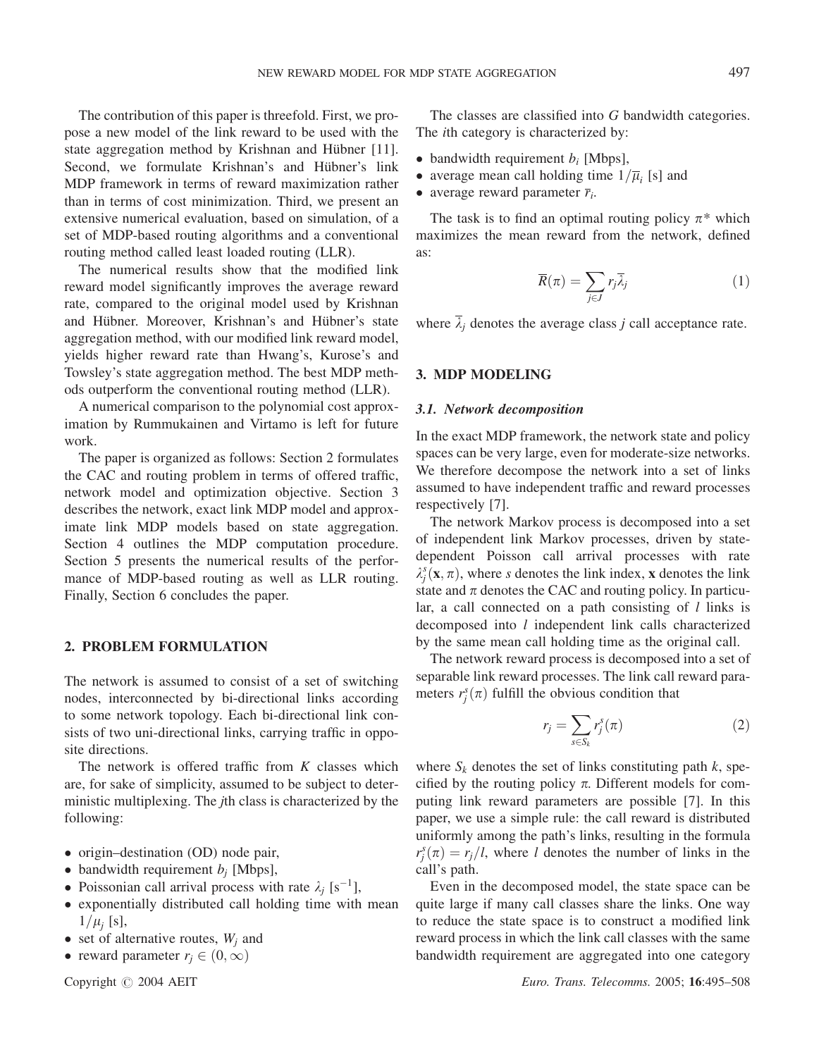The contribution of this paper is threefold. First, we propose a new model of the link reward to be used with the state aggregation method by Krishnan and Hübner [11]. Second, we formulate Krishnan's and Hübner's link MDP framework in terms of reward maximization rather than in terms of cost minimization. Third, we present an extensive numerical evaluation, based on simulation, of a set of MDP-based routing algorithms and a conventional routing method called least loaded routing (LLR).

The numerical results show that the modified link reward model significantly improves the average reward rate, compared to the original model used by Krishnan and Hübner. Moreover, Krishnan's and Hübner's state aggregation method, with our modified link reward model, yields higher reward rate than Hwang's, Kurose's and Towsley's state aggregation method. The best MDP methods outperform the conventional routing method (LLR).

A numerical comparison to the polynomial cost approximation by Rummukainen and Virtamo is left for future work.

The paper is organized as follows: Section 2 formulates the CAC and routing problem in terms of offered traffic, network model and optimization objective. Section 3 describes the network, exact link MDP model and approximate link MDP models based on state aggregation. Section 4 outlines the MDP computation procedure. Section 5 presents the numerical results of the performance of MDP-based routing as well as LLR routing. Finally, Section 6 concludes the paper.

## 2. PROBLEM FORMULATION

The network is assumed to consist of a set of switching nodes, interconnected by bi-directional links according to some network topology. Each bi-directional link consists of two uni-directional links, carrying traffic in opposite directions.

The network is offered traffic from $K$ classes which are, for sake of simplicity, assumed to be subject to deterministic multiplexing. The $j$th class is characterized by the following:

- origin–destination (OD) node pair,
- bandwidth requirement $b_j$ [Mbps],
- Poissonian call arrival process with rate $\lambda_j$ [$s^{-1}$],
- exponentially distributed call holding time with mean $1/\mu_j$ [s],
- set of alternative routes, $W_j$ and
- reward parameter $r_j \in (0, \infty)$

The classes are classified into $G$ bandwidth categories. The $i$th category is characterized by:

- bandwidth requirement $b_i$ [Mbps],
- average mean call holding time $1/\overline{\mu}_i$ [s] and
- average reward parameter $\overline{r}_i$.

The task is to find an optimal routing policy $\pi^*$ which maximizes the mean reward from the network, defined as:

$$\overline{R}(\pi) = \sum_{j \in J} r_j \overline{\lambda}_j \tag{1}$$

where $\overline{\lambda}_j$ denotes the average class $j$ call acceptance rate.

## 3. MDP MODELING

### 3.1. Network decomposition

In the exact MDP framework, the network state and policy spaces can be very large, even for moderate-size networks. We therefore decompose the network into a set of links assumed to have independent traffic and reward processes respectively [7].

The network Markov process is decomposed into a set of independent link Markov processes, driven by state-dependent Poisson call arrival processes with rate $\lambda_j^s(\mathbf{x}, \pi)$, where $s$ denotes the link index, $\mathbf{x}$ denotes the link state and $\pi$ denotes the CAC and routing policy. In particular, a call connected on a path consisting of $l$ links is decomposed into $l$ independent link calls characterized by the same mean call holding time as the original call.

The network reward process is decomposed into a set of separable link reward processes. The link call reward parameters $r_j^s(\pi)$ fulfill the obvious condition that

$$r_j = \sum_{s \in S_k} r_j^s(\pi) \tag{2}$$

where $S_k$ denotes the set of links constituting path $k$, specified by the routing policy $\pi$. Different models for computing link reward parameters are possible [7]. In this paper, we use a simple rule: the call reward is distributed uniformly among the path's links, resulting in the formula $r_j^s(\pi) = r_j/l$, where $l$ denotes the number of links in the call's path.

Even in the decomposed model, the state space can be quite large if many call classes share the links. One way to reduce the state space is to construct a modified link reward process in which the link call classes with the same bandwidth requirement are aggregated into one category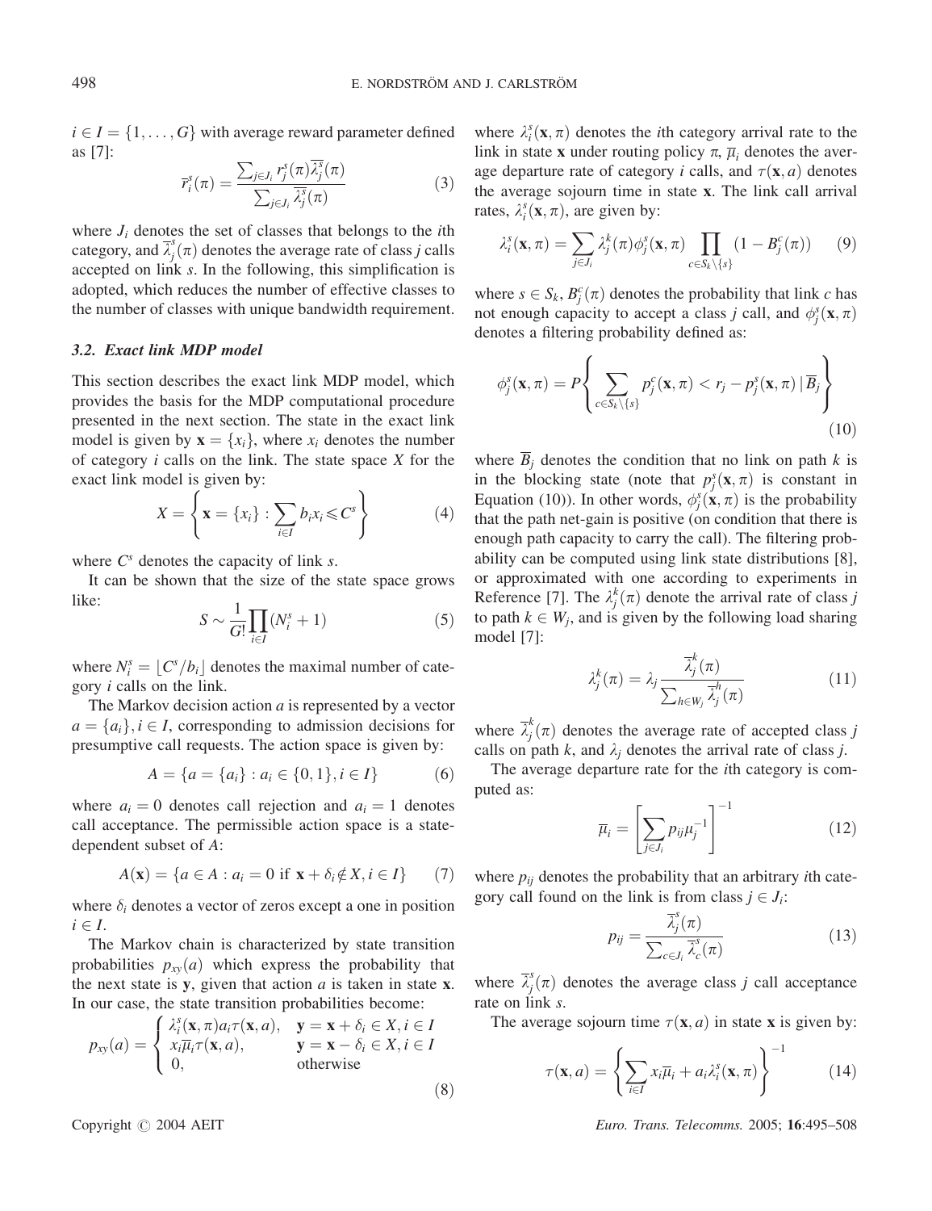$i \in I = \{1, \ldots, G\}$ with average reward parameter defined as [7]:

$$\bar{r}_i^s(\pi) = \frac{\sum_{j \in J_i} r_j^s(\pi) \overline{\lambda}_j^s(\pi)}{\sum_{j \in J_i} \overline{\lambda}_j^s(\pi)} \tag{3}$$

where $J_i$ denotes the set of classes that belongs to the $i$th category, and $\overline{\lambda}_j^s(\pi)$ denotes the average rate of class $j$ calls accepted on link $s$. In the following, this simplification is adopted, which reduces the number of effective classes to the number of classes with unique bandwidth requirement.

### 3.2. Exact link MDP model

This section describes the exact link MDP model, which provides the basis for the MDP computational procedure presented in the next section. The state in the exact link model is given by $\mathbf{x} = \{x_i\}$, where $x_i$ denotes the number of category $i$ calls on the link. The state space $X$ for the exact link model is given by:

$$X = \left\{ \mathbf{x} = \{x_i\} : \sum_{i \in I} b_i x_i \leqslant C^s \right\} \tag{4}$$

where $C^s$ denotes the capacity of link $s$.

It can be shown that the size of the state space grows like:

$$S \sim \frac{1}{G!} \prod_{i \in I} (N_i^s + 1) \tag{5}$$

where $N_i^s = \lfloor C^s / b_i \rfloor$ denotes the maximal number of category $i$ calls on the link.

The Markov decision action $a$ is represented by a vector $a = \{a_i\}, i \in I$, corresponding to admission decisions for presumptive call requests. The action space is given by:

$$A = \{a = \{a_i\} : a_i \in \{0, 1\}, i \in I\} \tag{6}$$

where $a_i = 0$ denotes call rejection and $a_i = 1$ denotes call acceptance. The permissible action space is a state-dependent subset of $A$:

$$A(\mathbf{x}) = \{a \in A : a_i = 0 \text{ if } \mathbf{x} + \delta_i \notin X, i \in I\} \tag{7}$$

where $\delta_i$ denotes a vector of zeros except a one in position $i \in I$.

The Markov chain is characterized by state transition probabilities $p_{xy}(a)$ which express the probability that the next state is $\mathbf{y}$, given that action $a$ is taken in state $\mathbf{x}$. In our case, the state transition probabilities become:

$$p_{xy}(a) = \begin{cases} \lambda_i^s(\mathbf{x}, \pi) a_i \tau(\mathbf{x}, a), & \mathbf{y} = \mathbf{x} + \delta_i \in X, i \in I \\ x_i \overline{\mu}_i \tau(\mathbf{x}, a), & \mathbf{y} = \mathbf{x} - \delta_i \in X, i \in I \\ 0, & \text{otherwise} \end{cases} \tag{8}$$

where $\lambda_i^s(\mathbf{x}, \pi)$ denotes the $i$th category arrival rate to the link in state $\mathbf{x}$ under routing policy $\pi$, $\overline{\mu}_i$ denotes the average departure rate of category $i$ calls, and $\tau(\mathbf{x}, a)$ denotes the average sojourn time in state $\mathbf{x}$. The link call arrival rates, $\lambda_i^s(\mathbf{x}, \pi)$, are given by:

$$\lambda_i^s(\mathbf{x}, \pi) = \sum_{j \in J_i} \lambda_j^k(\pi) \phi_j^s(\mathbf{x}, \pi) \prod_{c \in S_k \setminus \{s\}} (1 - B_j^c(\pi)) \tag{9}$$

where $s \in S_k$, $B_j^c(\pi)$ denotes the probability that link $c$ has not enough capacity to accept a class $j$ call, and $\phi_j^s(\mathbf{x}, \pi)$ denotes a filtering probability defined as:

$$\phi_j^s(\mathbf{x}, \pi) = P\left\{ \sum_{c \in S_k \setminus \{s\}} p_j^c(\mathbf{x}, \pi) < r_j - p_j^s(\mathbf{x}, \pi) \,|\, \overline{B}_j \right\} \tag{10}$$

where $\overline{B}_j$ denotes the condition that no link on path $k$ is in the blocking state (note that $p_j^s(\mathbf{x}, \pi)$ is constant in Equation (10)). In other words, $\phi_j^s(\mathbf{x}, \pi)$ is the probability that the path net-gain is positive (on condition that there is enough path capacity to carry the call). The filtering probability can be computed using link state distributions [8], or approximated with one according to experiments in Reference [7]. The $\lambda_j^k(\pi)$ denote the arrival rate of class $j$ to path $k \in W_j$, and is given by the following load sharing model [7]:

$$\lambda_j^k(\pi) = \lambda_j \frac{\overline{\lambda}_j^k(\pi)}{\sum_{h \in W_j} \overline{\lambda}_j^h(\pi)} \tag{11}$$

where $\overline{\lambda}_j^k(\pi)$ denotes the average rate of accepted class $j$ calls on path $k$, and $\lambda_j$ denotes the arrival rate of class $j$.

The average departure rate for the $i$th category is computed as:

$$\overline{\mu}_i = \left[ \sum_{j \in J_i} p_{ij} \mu_j^{-1} \right]^{-1} \tag{12}$$

where $p_{ij}$ denotes the probability that an arbitrary $i$th category call found on the link is from class $j \in J_i$:

$$p_{ij} = \frac{\overline{\lambda}_j^s(\pi)}{\sum_{c \in J_i} \overline{\lambda}_c^s(\pi)} \tag{13}$$

where $\overline{\lambda}_j^s(\pi)$ denotes the average class $j$ call acceptance rate on link $s$.

The average sojourn time $\tau(\mathbf{x}, a)$ in state $\mathbf{x}$ is given by:

$$\tau(\mathbf{x}, a) = \left\{ \sum_{i \in I} x_i \overline{\mu}_i + a_i \lambda_i^s(\mathbf{x}, \pi) \right\}^{-1} \tag{14}$$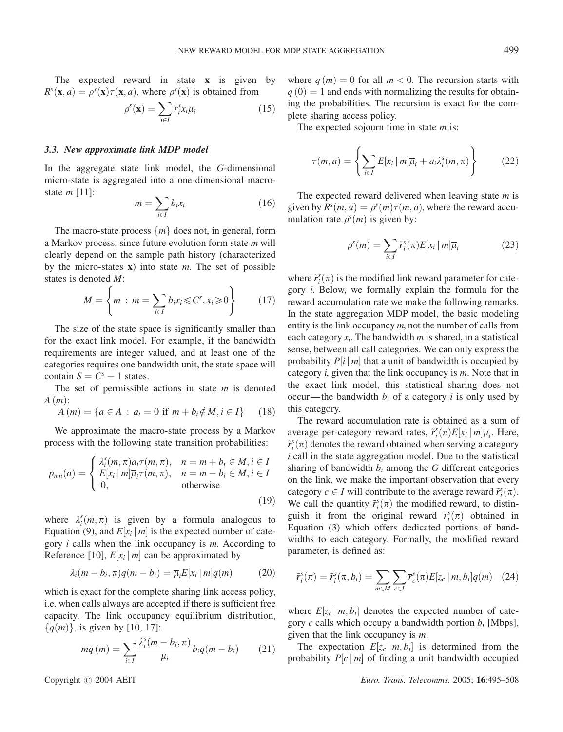The expected reward in state $\mathbf{x}$ is given by $R^s(\mathbf{x}, a) = \rho^s(\mathbf{x})\tau(\mathbf{x}, a)$, where $\rho^s(\mathbf{x})$ is obtained from

$$\rho^s(\mathbf{x}) = \sum_{i \in I} \overline{r}_i^s x_i \overline{\mu}_i \tag{15}$$

### 3.3. New approximate link MDP model

In the aggregate state link model, the $G$-dimensional micro-state is aggregated into a one-dimensional macro-state $m$ [11]:

$$m = \sum_{i \in I} b_i x_i \tag{16}$$

The macro-state process $\{m\}$ does not, in general, form a Markov process, since future evolution form state $m$ will clearly depend on the sample path history (characterized by the micro-states $\mathbf{x}$) into state $m$. The set of possible states is denoted $M$:

$$M = \left\{ m \,:\, m = \sum_{i \in I} b_i x_i \leqslant C^s, x_i \geqslant 0 \right\} \tag{17}$$

The size of the state space is significantly smaller than for the exact link model. For example, if the bandwidth requirements are integer valued, and at least one of the categories requires one bandwidth unit, the state space will contain $S = C^s + 1$ states.

The set of permissible actions in state $m$ is denoted $A\,(m)$:

$$A\,(m) = \{a \in A \,:\, a_i = 0 \text{ if } m + b_i \notin M, i \in I\} \tag{18}$$

We approximate the macro-state process by a Markov process with the following state transition probabilities:

$$p_{mn}(a) = \begin{cases} \lambda_i^s(m,\pi) a_i \tau(m,\pi), & n = m + b_i \in M, i \in I \\ E[x_i \,|\, m]\overline{\mu}_i \tau(m,\pi), & n = m - b_i \in M, i \in I \\ 0, & \text{otherwise} \end{cases} \tag{19}$$

where $\lambda_i^s(m,\pi)$ is given by a formula analogous to Equation (9), and $E[x_i \,|\, m]$ is the expected number of category $i$ calls when the link occupancy is $m$. According to Reference [10], $E[x_i \,|\, m]$ can be approximated by

$$\lambda_i(m - b_i, \pi)q(m - b_i) = \overline{\mu}_i E[x_i \,|\, m] q(m) \tag{20}$$

which is exact for the complete sharing link access policy, i.e. when calls always are accepted if there is sufficient free capacity. The link occupancy equilibrium distribution, $\{q(m)\}$, is given by [10, 17]:

$$m q\,(m) = \sum_{i \in I} \frac{\lambda_i^s(m - b_i, \pi)}{\overline{\mu}_i} b_i q(m - b_i) \tag{21}$$

where $q\,(m) = 0$ for all $m < 0$. The recursion starts with $q\,(0) = 1$ and ends with normalizing the results for obtaining the probabilities. The recursion is exact for the complete sharing access policy.

The expected sojourn time in state $m$ is:

$$\tau(m, a) = \left\{ \sum_{i \in I} E[x_i \,|\, m]\overline{\mu}_i + a_i \lambda_i^s(m, \pi) \right\} \tag{22}$$

The expected reward delivered when leaving state $m$ is given by $R^s(m, a) = \rho^s(m)\tau(m, a)$, where the reward accumulation rate $\rho^s(m)$ is given by:

$$\rho^s(m) = \sum_{i \in I} \tilde{r}_i^s(\pi) E[x_i \,|\, m] \overline{\mu}_i \tag{23}$$

where $\tilde{r}_i^s(\pi)$ is the modified link reward parameter for category $i$. Below, we formally explain the formula for the reward accumulation rate we make the following remarks. In the state aggregation MDP model, the basic modeling entity is the link occupancy $m$, not the number of calls from each category $x_i$. The bandwidth $m$ is shared, in a statistical sense, between all call categories. We can only express the probability $P[i \,|\, m]$ that a unit of bandwidth is occupied by category $i$, given that the link occupancy is $m$. Note that in the exact link model, this statistical sharing does not occur—the bandwidth $b_i$ of a category $i$ is only used by this category.

The reward accumulation rate is obtained as a sum of average per-category reward rates, $\tilde{r}_i^s(\pi)E[x_i \,|\, m]\overline{\mu}_i$. Here, $\tilde{r}_i^s(\pi)$ denotes the reward obtained when serving a category $i$ call in the state aggregation model. Due to the statistical sharing of bandwidth $b_i$ among the $G$ different categories on the link, we make the important observation that every category $c \in I$ will contribute to the average reward $\tilde{r}_i^s(\pi)$. We call the quantity $\tilde{r}_i^s(\pi)$ the modified reward, to distinguish it from the original reward $\overline{r}_i^s(\pi)$ obtained in Equation (3) which offers dedicated portions of bandwidths to each category. Formally, the modified reward parameter, is defined as:

$$\tilde{r}_i^s(\pi) = \tilde{r}_i^s(\pi, b_i) = \sum_{m \in M} \sum_{c \in I} \overline{r}_c^s(\pi) E[z_c \,|\, m, b_i] q(m) \tag{24}$$

where $E[z_c \,|\, m, b_i]$ denotes the expected number of category $c$ calls which occupy a bandwidth portion $b_i$ [Mbps], given that the link occupancy is $m$.

The expectation $E[z_c \,|\, m, b_i]$ is determined from the probability $P[c \,|\, m]$ of finding a unit bandwidth occupied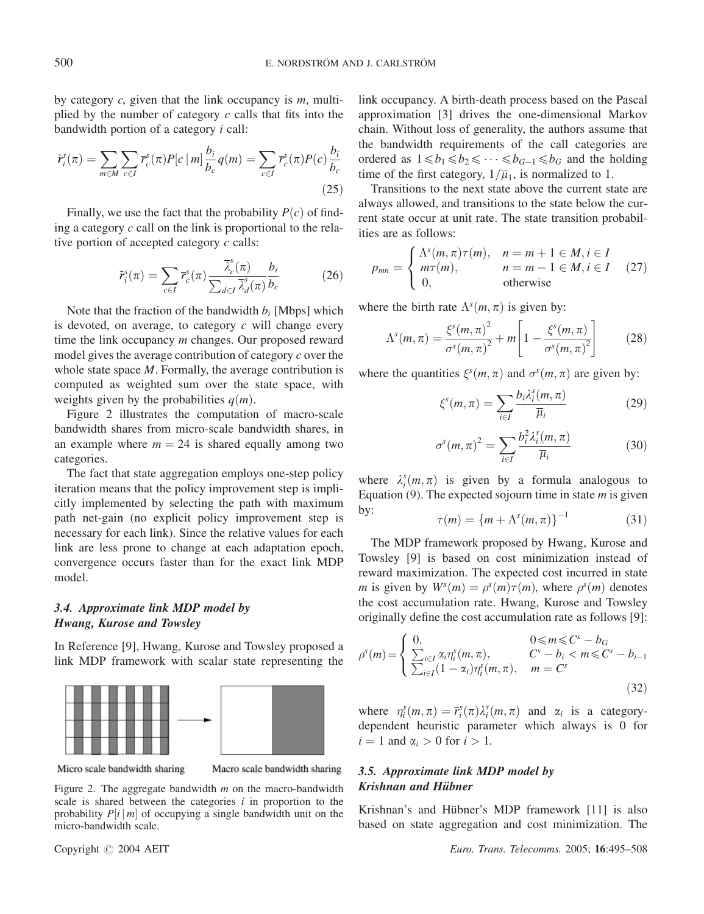by category $c$, given that the link occupancy is $m$, multiplied by the number of category $c$ calls that fits into the bandwidth portion of a category $i$ call:

$$\tilde{r}_i^s(\pi) = \sum_{m \in M} \sum_{c \in I} \overline{r}_c^s(\pi) P[c \mid m] \frac{b_i}{b_c} q(m) = \sum_{c \in I} \overline{r}_c^s(\pi) P(c) \frac{b_i}{b_c} \tag{25}$$

Finally, we use the fact that the probability $P(c)$ of finding a category $c$ call on the link is proportional to the relative portion of accepted category $c$ calls:

$$\tilde{r}_i^s(\pi) = \sum_{c \in I} \overline{r}_c^s(\pi) \frac{\overline{\lambda}_c^s(\pi)}{\sum_{d \in I} \overline{\lambda}_d^s(\pi)} \frac{b_i}{b_c} \tag{26}$$

Note that the fraction of the bandwidth $b_i$ [Mbps] which is devoted, on average, to category $c$ will change every time the link occupancy $m$ changes. Our proposed reward model gives the average contribution of category $c$ over the whole state space $M$. Formally, the average contribution is computed as weighted sum over the state space, with weights given by the probabilities $q(m)$.

Figure 2 illustrates the computation of macro-scale bandwidth shares from micro-scale bandwidth shares, in an example where $m = 24$ is shared equally among two categories.

The fact that state aggregation employs one-step policy iteration means that the policy improvement step is implicitly implemented by selecting the path with maximum path net-gain (no explicit policy improvement step is necessary for each link). Since the relative values for each link are less prone to change at each adaptation epoch, convergence occurs faster than for the exact link MDP model.

### 3.4. Approximate link MDP model by Hwang, Kurose and Towsley

In Reference [9], Hwang, Kurose and Towsley proposed a link MDP framework with scalar state representing the link occupancy. A birth-death process based on the Pascal approximation [3] drives the one-dimensional Markov chain. Without loss of generality, the authors assume that the bandwidth requirements of the call categories are ordered as $1 \leqslant b_1 \leqslant b_2 \leqslant \cdots \leqslant b_{G-1} \leqslant b_G$ and the holding time of the first category, $1/\overline{\mu}_1$, is normalized to 1.

Figure 2. The aggregate bandwidth $m$ on the macro-bandwidth scale is shared between the categories $i$ in proportion to the probability $P[i \mid m]$ of occupying a single bandwidth unit on the micro-bandwidth scale.

Transitions to the next state above the current state are always allowed, and transitions to the state below the current state occur at unit rate. The state transition probabilities are as follows:

$$p_{mn} = \begin{cases} \Lambda^s(m, \pi)\tau(m), & n = m + 1 \in M, i \in I \\ m\tau(m), & n = m - 1 \in M, i \in I \\ 0, & \text{otherwise} \end{cases} \tag{27}$$

where the birth rate $\Lambda^s(m, \pi)$ is given by:

$$\Lambda^s(m, \pi) = \frac{\xi^s(m, \pi)^2}{\sigma^s(m, \pi)^2} + m\left[1 - \frac{\xi^s(m, \pi)}{\sigma^s(m, \pi)^2}\right] \tag{28}$$

where the quantities $\xi^s(m, \pi)$ and $\sigma^s(m, \pi)$ are given by:

$$\xi^s(m, \pi) = \sum_{i \in I} \frac{b_i \lambda_i^s(m, \pi)}{\overline{\mu}_i} \tag{29}$$

$$\sigma^s(m, \pi)^2 = \sum_{i \in I} \frac{b_i^2 \lambda_i^s(m, \pi)}{\overline{\mu}_i} \tag{30}$$

where $\lambda_i^s(m, \pi)$ is given by a formula analogous to Equation (9). The expected sojourn time in state $m$ is given by:

$$\tau(m) = \{m + \Lambda^s(m, \pi)\}^{-1} \tag{31}$$

The MDP framework proposed by Hwang, Kurose and Towsley [9] is based on cost minimization instead of reward maximization. The expected cost incurred in state $m$ is given by $W^s(m) = \rho^s(m)\tau(m)$, where $\rho^s(m)$ denotes the cost accumulation rate. Hwang, Kurose and Towsley originally define the cost accumulation rate as follows [9]:

$$\rho^s(m) = \begin{cases} 0, & 0 \leqslant m \leqslant C^s - b_G \\ \sum_{i \in I} \alpha_i \eta_i^s(m, \pi), & C^s - b_i < m \leqslant C^s - b_{i-1} \\ \sum_{i \in I} (1 - \alpha_i) \eta_i^s(m, \pi), & m = C^s \end{cases} \tag{32}$$

where $\eta_i^s(m, \pi) = \overline{r}_i^s(\pi)\lambda_i^s(m, \pi)$ and $\alpha_i$ is a category-dependent heuristic parameter which always is 0 for $i = 1$ and $\alpha_i > 0$ for $i > 1$.

### 3.5. Approximate link MDP model by Krishnan and Hübner

Krishnan's and Hübner's MDP framework [11] is also based on state aggregation and cost minimization. The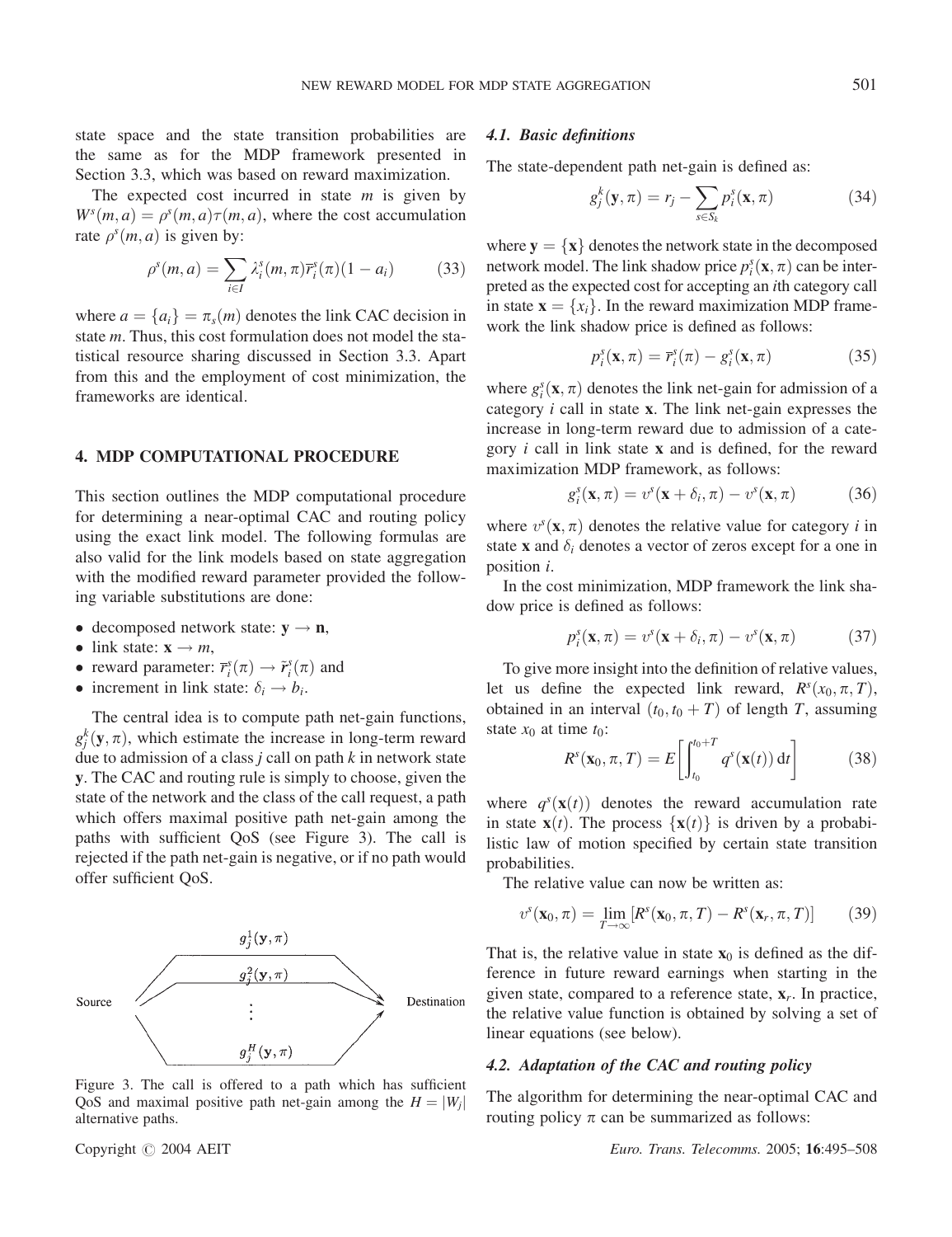state space and the state transition probabilities are the same as for the MDP framework presented in Section 3.3, which was based on reward maximization.

The expected cost incurred in state $m$ is given by $W^s(m,a) = \rho^s(m,a)\tau(m,a)$, where the cost accumulation rate $\rho^s(m,a)$ is given by:

$$\rho^s(m,a) = \sum_{i \in I} \lambda_i^s(m,\pi)\bar{r}_i^s(\pi)(1 - a_i) \tag{33}$$

where $a = \{a_i\} = \pi_s(m)$ denotes the link CAC decision in state $m$. Thus, this cost formulation does not model the statistical resource sharing discussed in Section 3.3. Apart from this and the employment of cost minimization, the frameworks are identical.

## 4. MDP COMPUTATIONAL PROCEDURE

This section outlines the MDP computational procedure for determining a near-optimal CAC and routing policy using the exact link model. The following formulas are also valid for the link models based on state aggregation with the modified reward parameter provided the following variable substitutions are done:

- decomposed network state: $\mathbf{y} \rightarrow \mathbf{n}$,
- link state: $\mathbf{x} \rightarrow m$,
- reward parameter: $\bar{r}_i^s(\pi) \rightarrow \tilde{r}_i^s(\pi)$ and
- increment in link state: $\delta_i \rightarrow b_i$.

The central idea is to compute path net-gain functions, $g_j^k(\mathbf{y},\pi)$, which estimate the increase in long-term reward due to admission of a class $j$ call on path $k$ in network state $\mathbf{y}$. The CAC and routing rule is simply to choose, given the state of the network and the class of the call request, a path which offers maximal positive path net-gain among the paths with sufficient QoS (see Figure 3). The call is rejected if the path net-gain is negative, or if no path would offer sufficient QoS.

Figure 3. The call is offered to a path which has sufficient QoS and maximal positive path net-gain among the $H = |W_j|$ alternative paths.

### 4.1. Basic definitions

The state-dependent path net-gain is defined as:

$$g_j^k(\mathbf{y},\pi) = r_j - \sum_{s \in S_k} p_i^s(\mathbf{x},\pi) \tag{34}$$

where $\mathbf{y} = \{\mathbf{x}\}$ denotes the network state in the decomposed network model. The link shadow price $p_i^s(\mathbf{x},\pi)$ can be interpreted as the expected cost for accepting an $i$th category call in state $\mathbf{x} = \{x_i\}$. In the reward maximization MDP framework the link shadow price is defined as follows:

$$p_i^s(\mathbf{x},\pi) = \bar{r}_i^s(\pi) - g_i^s(\mathbf{x},\pi) \tag{35}$$

where $g_i^s(\mathbf{x},\pi)$ denotes the link net-gain for admission of a category $i$ call in state $\mathbf{x}$. The link net-gain expresses the increase in long-term reward due to admission of a category $i$ call in link state $\mathbf{x}$ and is defined, for the reward maximization MDP framework, as follows:

$$g_i^s(\mathbf{x},\pi) = v^s(\mathbf{x} + \delta_i,\pi) - v^s(\mathbf{x},\pi) \tag{36}$$

where $v^s(\mathbf{x},\pi)$ denotes the relative value for category $i$ in state $\mathbf{x}$ and $\delta_i$ denotes a vector of zeros except for a one in position $i$.

In the cost minimization, MDP framework the link shadow price is defined as follows:

$$p_i^s(\mathbf{x},\pi) = v^s(\mathbf{x} + \delta_i,\pi) - v^s(\mathbf{x},\pi) \tag{37}$$

To give more insight into the definition of relative values, let us define the expected link reward, $R^s(x_0,\pi,T)$, obtained in an interval $(t_0, t_0 + T)$ of length $T$, assuming state $x_0$ at time $t_0$:

$$R^s(\mathbf{x}_0,\pi,T) = E\left[\int_{t_0}^{t_0+T} q^s(\mathbf{x}(t))\,\mathrm{d}t\right] \tag{38}$$

where $q^s(\mathbf{x}(t))$ denotes the reward accumulation rate in state $\mathbf{x}(t)$. The process $\{\mathbf{x}(t)\}$ is driven by a probabilistic law of motion specified by certain state transition probabilities.

The relative value can now be written as:

$$v^s(\mathbf{x}_0,\pi) = \lim_{T \to \infty}[R^s(\mathbf{x}_0,\pi,T) - R^s(\mathbf{x}_r,\pi,T)] \tag{39}$$

That is, the relative value in state $\mathbf{x}_0$ is defined as the difference in future reward earnings when starting in the given state, compared to a reference state, $\mathbf{x}_r$. In practice, the relative value function is obtained by solving a set of linear equations (see below).

### 4.2. Adaptation of the CAC and routing policy

The algorithm for determining the near-optimal CAC and routing policy $\pi$ can be summarized as follows: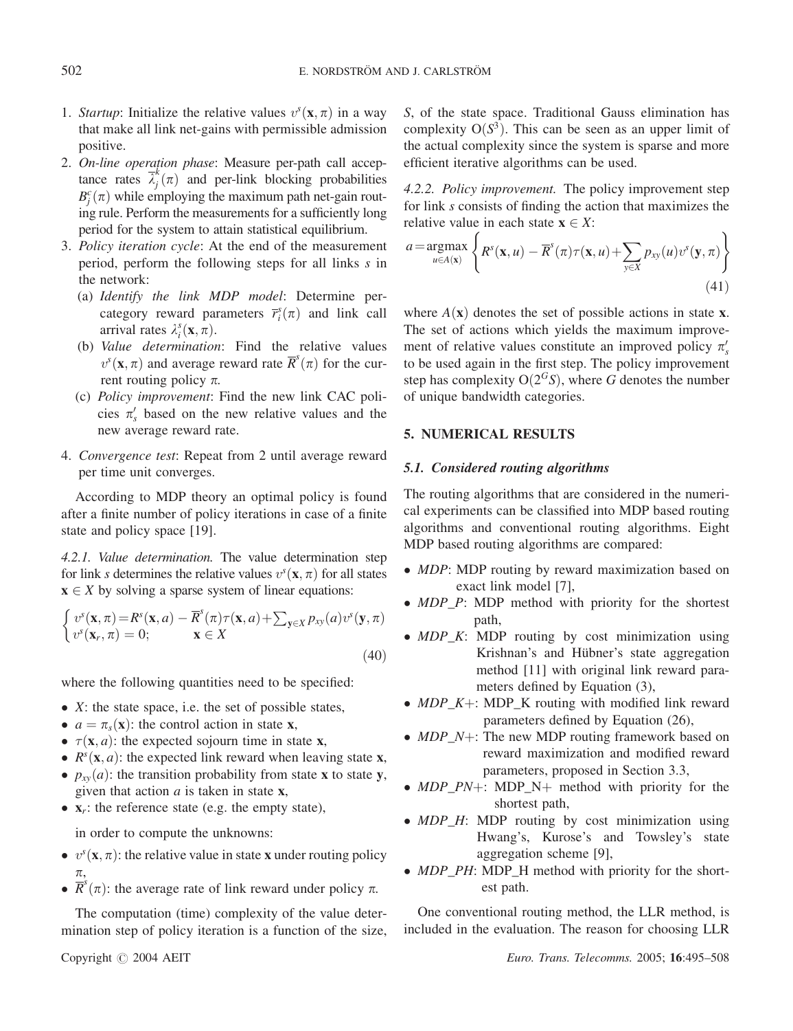1. *Startup*: Initialize the relative values $v^s(\mathbf{x}, \pi)$ in a way that make all link net-gains with permissible admission positive.
2. *On-line operation phase*: Measure per-path call acceptance rates $\overline{\lambda}_j^k(\pi)$ and per-link blocking probabilities $B_j^c(\pi)$ while employing the maximum path net-gain routing rule. Perform the measurements for a sufficiently long period for the system to attain statistical equilibrium.
3. *Policy iteration cycle*: At the end of the measurement period, perform the following steps for all links $s$ in the network:
   - (a) *Identify the link MDP model*: Determine per-category reward parameters $\overline{r}_i^s(\pi)$ and link call arrival rates $\lambda_i^s(\mathbf{x}, \pi)$.
   - (b) *Value determination*: Find the relative values $v^s(\mathbf{x}, \pi)$ and average reward rate $\overline{R}^s(\pi)$ for the current routing policy $\pi$.
   - (c) *Policy improvement*: Find the new link CAC policies $\pi_s'$ based on the new relative values and the new average reward rate.
4. *Convergence test*: Repeat from 2 until average reward per time unit converges.

According to MDP theory an optimal policy is found after a finite number of policy iterations in case of a finite state and policy space [19].

*4.2.1. Value determination.* The value determination step for link $s$ determines the relative values $v^s(\mathbf{x}, \pi)$ for all states $\mathbf{x} \in X$ by solving a sparse system of linear equations:

$$\begin{cases} v^s(\mathbf{x}, \pi) = R^s(\mathbf{x}, a) - \overline{R}^s(\pi)\tau(\mathbf{x}, a) + \sum_{\mathbf{y} \in X} p_{xy}(a) v^s(\mathbf{y}, \pi) \\ v^s(\mathbf{x}_r, \pi) = 0; \qquad \mathbf{x} \in X \end{cases} \tag{40}$$

where the following quantities need to be specified:

- $X$: the state space, i.e. the set of possible states,
- $a = \pi_s(\mathbf{x})$: the control action in state $\mathbf{x}$,
- $\tau(\mathbf{x}, a)$: the expected sojourn time in state $\mathbf{x}$,
- $R^s(\mathbf{x}, a)$: the expected link reward when leaving state $\mathbf{x}$,
- $p_{xy}(a)$: the transition probability from state $\mathbf{x}$ to state $\mathbf{y}$, given that action $a$ is taken in state $\mathbf{x}$,
- $\mathbf{x}_r$: the reference state (e.g. the empty state),

in order to compute the unknowns:

- $v^s(\mathbf{x}, \pi)$: the relative value in state $\mathbf{x}$ under routing policy $\pi$,
- $\overline{R}^s(\pi)$: the average rate of link reward under policy $\pi$.

The computation (time) complexity of the value determination step of policy iteration is a function of the size, $S$, of the state space. Traditional Gauss elimination has complexity $O(S^3)$. This can be seen as an upper limit of the actual complexity since the system is sparse and more efficient iterative algorithms can be used.

*4.2.2. Policy improvement.* The policy improvement step for link $s$ consists of finding the action that maximizes the relative value in each state $\mathbf{x} \in X$:

$$a = \underset{u \in A(\mathbf{x})}{\operatorname{argmax}} \left\{ R^s(\mathbf{x}, u) - \overline{R}^s(\pi)\tau(\mathbf{x}, u) + \sum_{y \in X} p_{xy}(u) v^s(\mathbf{y}, \pi) \right\} \tag{41}$$

where $A(\mathbf{x})$ denotes the set of possible actions in state $\mathbf{x}$. The set of actions which yields the maximum improvement of relative values constitute an improved policy $\pi_s'$ to be used again in the first step. The policy improvement step has complexity $O(2^G S)$, where $G$ denotes the number of unique bandwidth categories.

## 5. NUMERICAL RESULTS

### 5.1. Considered routing algorithms

The routing algorithms that are considered in the numerical experiments can be classified into MDP based routing algorithms and conventional routing algorithms. Eight MDP based routing algorithms are compared:

- *MDP*: MDP routing by reward maximization based on exact link model [7],
- *MDP_P*: MDP method with priority for the shortest path,
- *MDP_K*: MDP routing by cost minimization using Krishnan's and Hübner's state aggregation method [11] with original link reward parameters defined by Equation (3),
- *MDP_K+*: MDP_K routing with modified link reward parameters defined by Equation (26),
- *MDP_N+*: The new MDP routing framework based on reward maximization and modified reward parameters, proposed in Section 3.3,
- *MDP_PN+*: MDP_N+ method with priority for the shortest path,
- *MDP_H*: MDP routing by cost minimization using Hwang's, Kurose's and Towsley's state aggregation scheme [9],
- *MDP_PH*: MDP_H method with priority for the shortest path.

One conventional routing method, the LLR method, is included in the evaluation. The reason for choosing LLR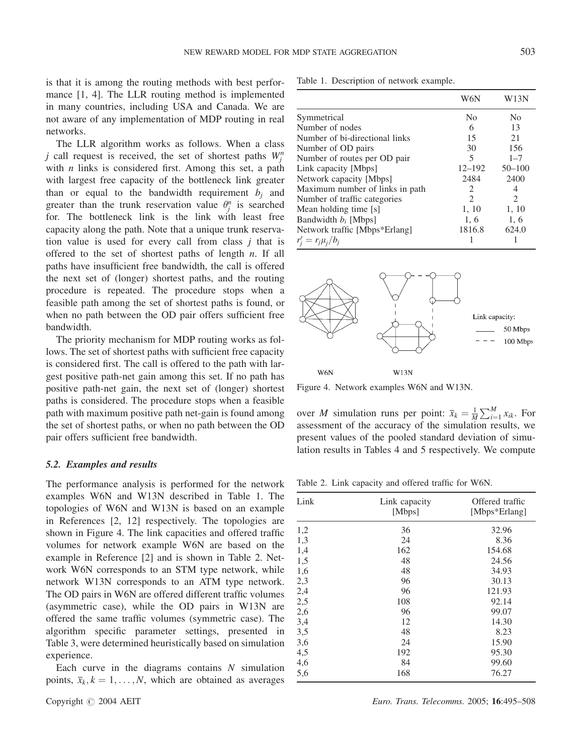is that it is among the routing methods with best performance [1, 4]. The LLR routing method is implemented in many countries, including USA and Canada. We are not aware of any implementation of MDP routing in real networks.

The LLR algorithm works as follows. When a class $j$ call request is received, the set of shortest paths $W_j^n$ with $n$ links is considered first. Among this set, a path with largest free capacity of the bottleneck link greater than or equal to the bandwidth requirement $b_j$ and greater than the trunk reservation value $\theta_j^n$ is searched for. The bottleneck link is the link with least free capacity along the path. Note that a unique trunk reservation value is used for every call from class $j$ that is offered to the set of shortest paths of length $n$. If all paths have insufficient free bandwidth, the call is offered the next set of (longer) shortest paths, and the routing procedure is repeated. The procedure stops when a feasible path among the set of shortest paths is found, or when no path between the OD pair offers sufficient free bandwidth.

The priority mechanism for MDP routing works as follows. The set of shortest paths with sufficient free capacity is considered first. The call is offered to the path with largest positive path-net gain among this set. If no path has positive path-net gain, the next set of (longer) shortest paths is considered. The procedure stops when a feasible path with maximum positive path net-gain is found among the set of shortest paths, or when no path between the OD pair offers sufficient free bandwidth.

### 5.2. Examples and results

The performance analysis is performed for the network examples W6N and W13N described in Table 1. The topologies of W6N and W13N is based on an example in References [2, 12] respectively. The topologies are shown in Figure 4. The link capacities and offered traffic volumes for network example W6N are based on the example in Reference [2] and is shown in Table 2. Network W6N corresponds to an STM type network, while network W13N corresponds to an ATM type network. The OD pairs in W6N are offered different traffic volumes (asymmetric case), while the OD pairs in W13N are offered the same traffic volumes (symmetric case). The algorithm specific parameter settings, presented in Table 3, were determined heuristically based on simulation experience.

Each curve in the diagrams contains $N$ simulation points, $\bar{x}_k, k = 1, \ldots, N$, which are obtained as averages over $M$ simulation runs per point: $\bar{x}_k = \frac{1}{M}\sum_{i=1}^{M} x_{ik}$. For assessment of the accuracy of the simulation results, we present values of the pooled standard deviation of simulation results in Tables 4 and 5 respectively. We compute

Table 1. Description of network example.

| | W6N | W13N |
|---|---|---|
| Symmetrical | No | No |
| Number of nodes | 6 | 13 |
| Number of bi-directional links | 15 | 21 |
| Number of OD pairs | 30 | 156 |
| Number of routes per OD pair | 5 | 1–7 |
| Link capacity [Mbps] | 12–192 | 50–100 |
| Network capacity [Mbps] | 2484 | 2400 |
| Maximum number of links in path | 2 | 4 |
| Number of traffic categories | 2 | 2 |
| Mean holding time [s] | 1, 10 | 1, 10 |
| Bandwidth $b_i$ [Mbps] | 1, 6 | 1, 6 |
| Network traffic [Mbps\*Erlang] | 1816.8 | 624.0 |
| $r_j' = r_j\mu_j/b_j$ | 1 | 1 |

Link capacity:
50 Mbps
100 Mbps

W6N W13N

Figure 4. Network examples W6N and W13N.

Table 2. Link capacity and offered traffic for W6N.

| Link | Link capacity [Mbps] | Offered traffic [Mbps\*Erlang] |
|---|---|---|
| 1,2 | 36 | 32.96 |
| 1,3 | 24 | 8.36 |
| 1,4 | 162 | 154.68 |
| 1,5 | 48 | 24.56 |
| 1,6 | 48 | 34.93 |
| 2,3 | 96 | 30.13 |
| 2,4 | 96 | 121.93 |
| 2,5 | 108 | 92.14 |
| 2,6 | 96 | 99.07 |
| 3,4 | 12 | 14.30 |
| 3,5 | 48 | 8.23 |
| 3,6 | 24 | 15.90 |
| 4,5 | 192 | 95.30 |
| 4,6 | 84 | 99.60 |
| 5,6 | 168 | 76.27 |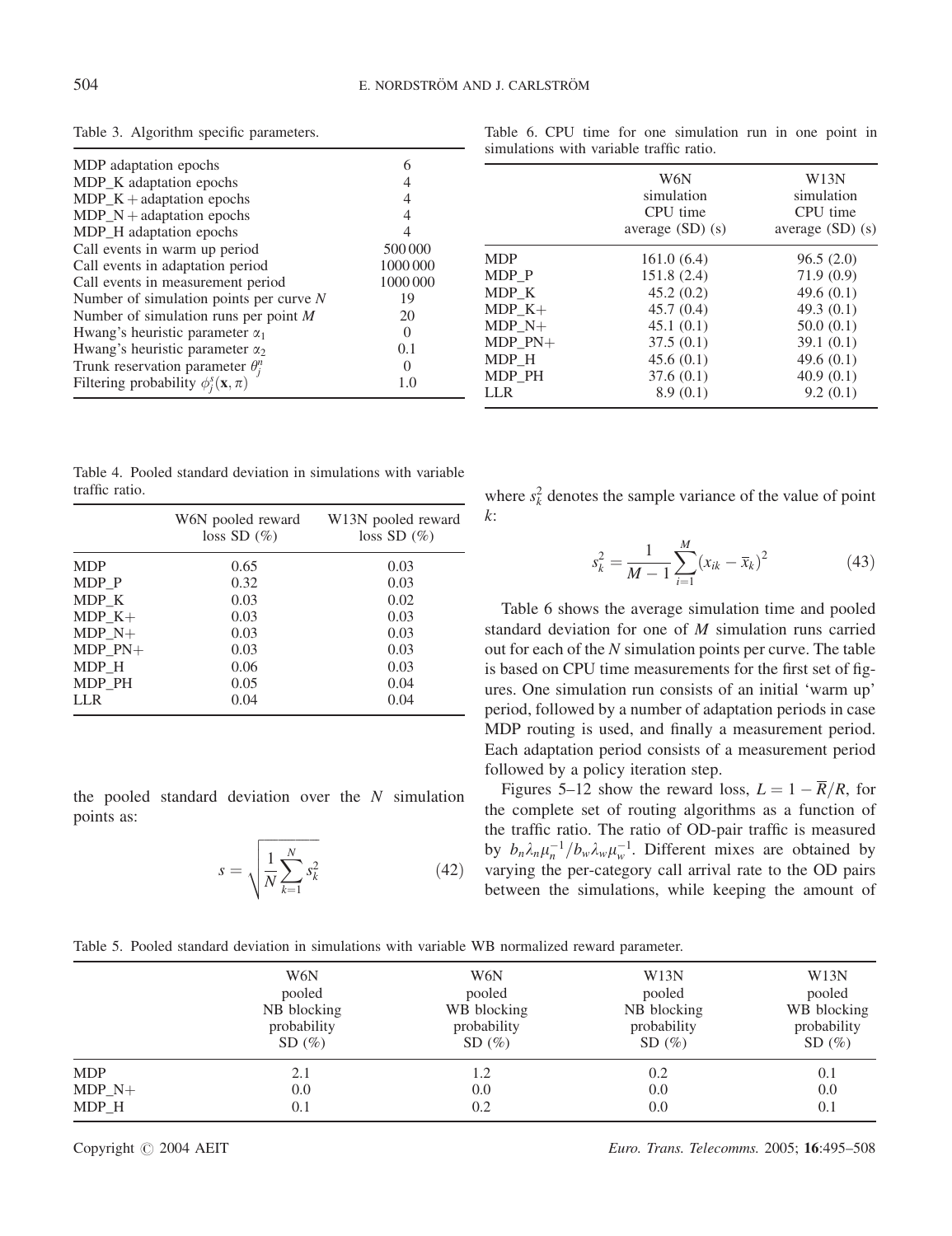Table 3. Algorithm specific parameters.

| | |
|---|---|
| MDP adaptation epochs | 6 |
| MDP_K adaptation epochs | 4 |
| MDP_K + adaptation epochs | 4 |
| MDP_N + adaptation epochs | 4 |
| MDP_H adaptation epochs | 4 |
| Call events in warm up period | 500 000 |
| Call events in adaptation period | 1000 000 |
| Call events in measurement period | 1000 000 |
| Number of simulation points per curve $N$ | 19 |
| Number of simulation runs per point $M$ | 20 |
| Hwang's heuristic parameter $\alpha_1$ | 0 |
| Hwang's heuristic parameter $\alpha_2$ | 0.1 |
| Trunk reservation parameter $\theta_j^n$ | 0 |
| Filtering probability $\phi_j^s(\mathbf{x}, \pi)$ | 1.0 |

Table 4. Pooled standard deviation in simulations with variable traffic ratio.

| | W6N pooled reward loss SD (%) | W13N pooled reward loss SD (%) |
|---|---|---|
| MDP | 0.65 | 0.03 |
| MDP_P | 0.32 | 0.03 |
| MDP_K | 0.03 | 0.02 |
| MDP_K+ | 0.03 | 0.03 |
| MDP_N+ | 0.03 | 0.03 |
| MDP_PN+ | 0.03 | 0.03 |
| MDP_H | 0.06 | 0.03 |
| MDP_PH | 0.05 | 0.04 |
| LLR | 0.04 | 0.04 |

the pooled standard deviation over the $N$ simulation points as:

$$s = \sqrt{\frac{1}{N}\sum_{k=1}^{N} s_k^2} \tag{42}$$

Table 6. CPU time for one simulation run in one point in simulations with variable traffic ratio.

| | W6N simulation CPU time average (SD) (s) | W13N simulation CPU time average (SD) (s) |
|---|---|---|
| MDP | 161.0 (6.4) | 96.5 (2.0) |
| MDP_P | 151.8 (2.4) | 71.9 (0.9) |
| MDP_K | 45.2 (0.2) | 49.6 (0.1) |
| MDP_K+ | 45.7 (0.4) | 49.3 (0.1) |
| MDP_N+ | 45.1 (0.1) | 50.0 (0.1) |
| MDP_PN+ | 37.5 (0.1) | 39.1 (0.1) |
| MDP_H | 45.6 (0.1) | 49.6 (0.1) |
| MDP_PH | 37.6 (0.1) | 40.9 (0.1) |
| LLR | 8.9 (0.1) | 9.2 (0.1) |

where $s_k^2$ denotes the sample variance of the value of point $k$:

$$s_k^2 = \frac{1}{M-1}\sum_{i=1}^{M}(x_{ik} - \overline{x}_k)^2 \tag{43}$$

Table 6 shows the average simulation time and pooled standard deviation for one of $M$ simulation runs carried out for each of the $N$ simulation points per curve. The table is based on CPU time measurements for the first set of figures. One simulation run consists of an initial 'warm up' period, followed by a number of adaptation periods in case MDP routing is used, and finally a measurement period. Each adaptation period consists of a measurement period followed by a policy iteration step.

Figures 5–12 show the reward loss, $L = 1 - \overline{R}/R$, for the complete set of routing algorithms as a function of the traffic ratio. The ratio of OD-pair traffic is measured by $b_n\lambda_n\mu_n^{-1}/b_w\lambda_w\mu_w^{-1}$. Different mixes are obtained by varying the per-category call arrival rate to the OD pairs between the simulations, while keeping the amount of

Table 5. Pooled standard deviation in simulations with variable WB normalized reward parameter.

| | W6N pooled NB blocking probability SD (%) | W6N pooled WB blocking probability SD (%) | W13N pooled NB blocking probability SD (%) | W13N pooled WB blocking probability SD (%) |
|---|---|---|---|---|
| MDP | 2.1 | 1.2 | 0.2 | 0.1 |
| MDP_N+ | 0.0 | 0.0 | 0.0 | 0.0 |
| MDP_H | 0.1 | 0.2 | 0.0 | 0.1 |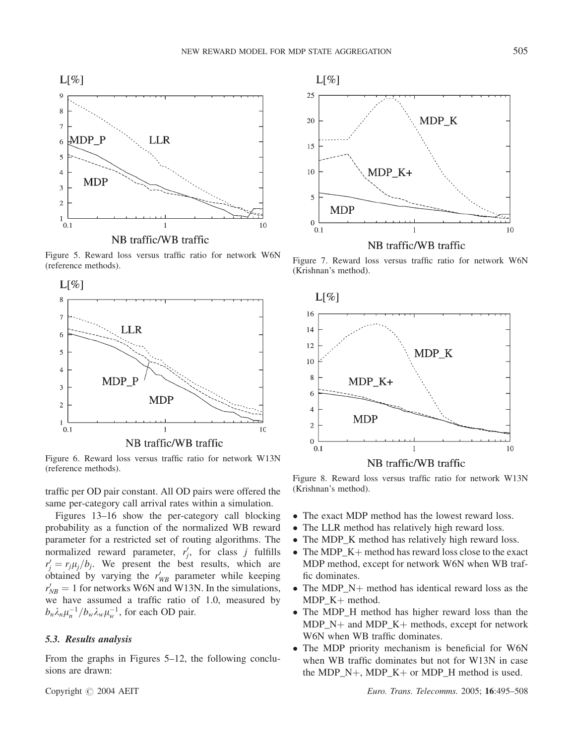Figure 5. Reward loss versus traffic ratio for network W6N (reference methods).

Figure 6. Reward loss versus traffic ratio for network W13N (reference methods).

Figure 7. Reward loss versus traffic ratio for network W6N (Krishnan's method).

Figure 8. Reward loss versus traffic ratio for network W13N (Krishnan's method).

traffic per OD pair constant. All OD pairs were offered the same per-category call arrival rates within a simulation.

Figures 13–16 show the per-category call blocking probability as a function of the normalized WB reward parameter for a restricted set of routing algorithms. The normalized reward parameter, $r'_j$, for class $j$ fulfills $r'_j = r_j \mu_j / b_j$. We present the best results, which are obtained by varying the $r'_{WB}$ parameter while keeping $r'_{NB} = 1$ for networks W6N and W13N. In the simulations, we have assumed a traffic ratio of 1.0, measured by $b_n \lambda_n \mu_n^{-1} / b_w \lambda_w \mu_w^{-1}$, for each OD pair.

### 5.3. Results analysis

From the graphs in Figures 5–12, the following conclusions are drawn:

- The exact MDP method has the lowest reward loss.
- The LLR method has relatively high reward loss.
- The MDP_K method has relatively high reward loss.
- The MDP_K+ method has reward loss close to the exact MDP method, except for network W6N when WB traffic dominates.
- The MDP_N+ method has identical reward loss as the MDP_K+ method.
- The MDP_H method has higher reward loss than the MDP_N+ and MDP_K+ methods, except for network W6N when WB traffic dominates.
- The MDP priority mechanism is beneficial for W6N when WB traffic dominates but not for W13N in case the MDP_N+, MDP_K+ or MDP_H method is used.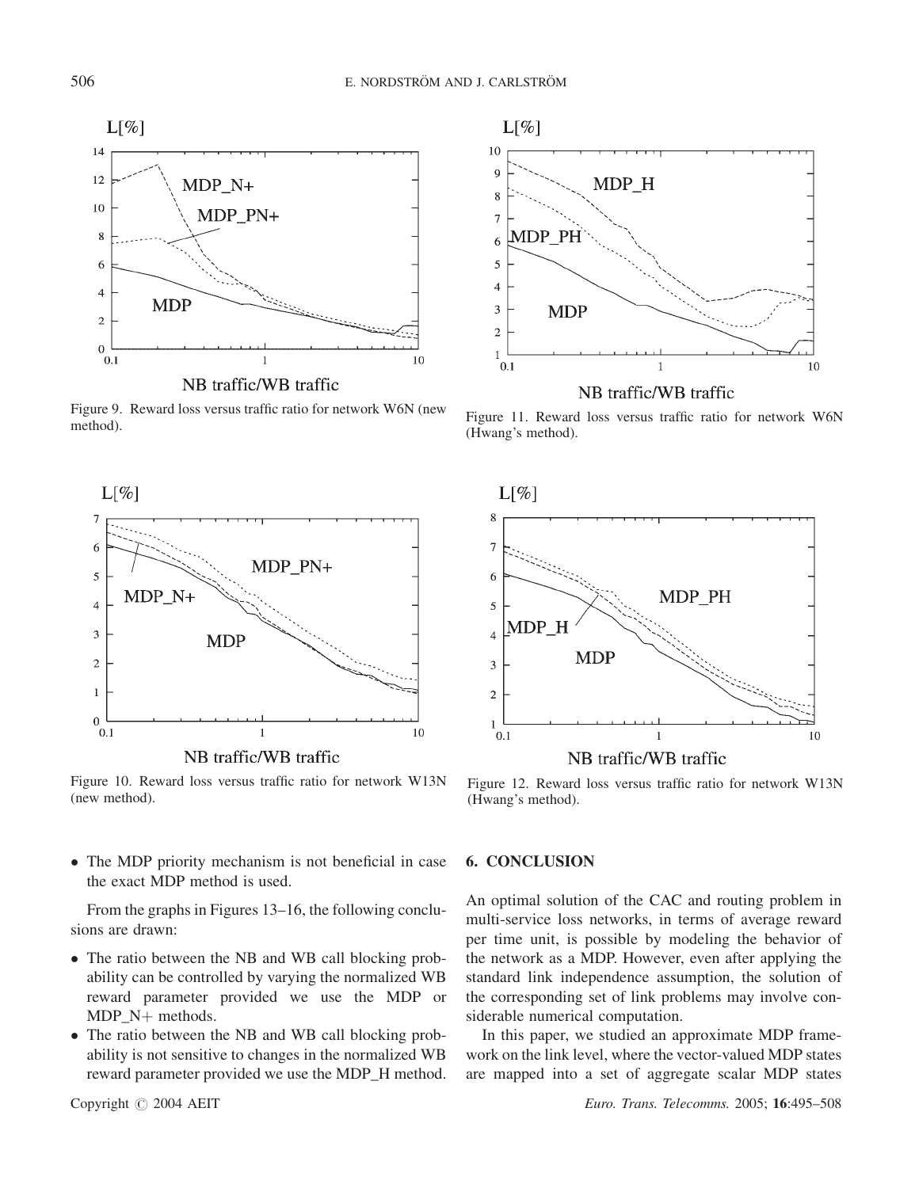Figure 9. Reward loss versus traffic ratio for network W6N (new method).

Figure 11. Reward loss versus traffic ratio for network W6N (Hwang's method).

Figure 10. Reward loss versus traffic ratio for network W13N (new method).

Figure 12. Reward loss versus traffic ratio for network W13N (Hwang's method).

- The MDP priority mechanism is not beneficial in case the exact MDP method is used.

From the graphs in Figures 13–16, the following conclusions are drawn:

- The ratio between the NB and WB call blocking probability can be controlled by varying the normalized WB reward parameter provided we use the MDP or MDP_N+ methods.
- The ratio between the NB and WB call blocking probability is not sensitive to changes in the normalized WB reward parameter provided we use the MDP_H method.

## 6. CONCLUSION

An optimal solution of the CAC and routing problem in multi-service loss networks, in terms of average reward per time unit, is possible by modeling the behavior of the network as a MDP. However, even after applying the standard link independence assumption, the solution of the corresponding set of link problems may involve considerable numerical computation.

In this paper, we studied an approximate MDP framework on the link level, where the vector-valued MDP states are mapped into a set of aggregate scalar MDP states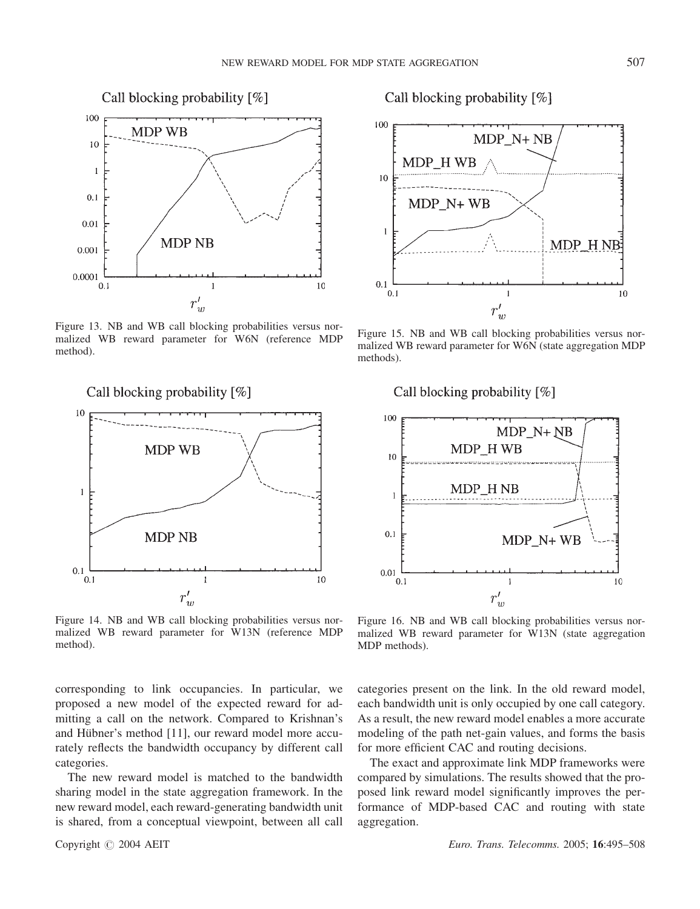Figure 13. NB and WB call blocking probabilities versus normalized WB reward parameter for W6N (reference MDP method).

Figure 14. NB and WB call blocking probabilities versus normalized WB reward parameter for W13N (reference MDP method).

Figure 15. NB and WB call blocking probabilities versus normalized WB reward parameter for W6N (state aggregation MDP methods).

Figure 16. NB and WB call blocking probabilities versus normalized WB reward parameter for W13N (state aggregation MDP methods).

corresponding to link occupancies. In particular, we proposed a new model of the expected reward for admitting a call on the network. Compared to Krishnan's and Hübner's method [11], our reward model more accurately reflects the bandwidth occupancy by different call categories.

The new reward model is matched to the bandwidth sharing model in the state aggregation framework. In the new reward model, each reward-generating bandwidth unit is shared, from a conceptual viewpoint, between all call categories present on the link. In the old reward model, each bandwidth unit is only occupied by one call category. As a result, the new reward model enables a more accurate modeling of the path net-gain values, and forms the basis for more efficient CAC and routing decisions.

The exact and approximate link MDP frameworks were compared by simulations. The results showed that the proposed link reward model significantly improves the performance of MDP-based CAC and routing with state aggregation.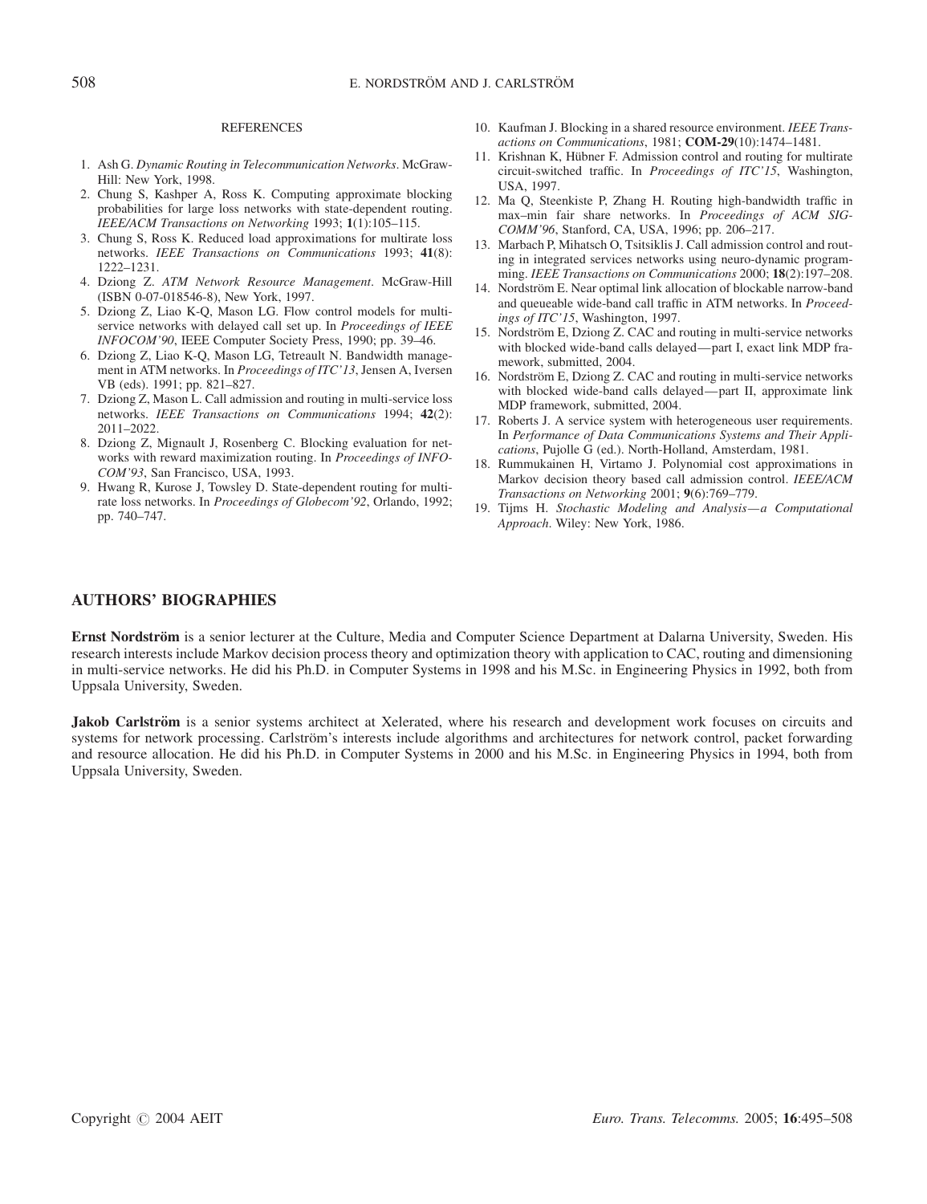## REFERENCES

1. Ash G. *Dynamic Routing in Telecommunication Networks*. McGraw-Hill: New York, 1998.
2. Chung S, Kashper A, Ross K. Computing approximate blocking probabilities for large loss networks with state-dependent routing. *IEEE/ACM Transactions on Networking* 1993; **1**(1):105–115.
3. Chung S, Ross K. Reduced load approximations for multirate loss networks. *IEEE Transactions on Communications* 1993; **41**(8): 1222–1231.
4. Dziong Z. *ATM Network Resource Management*. McGraw-Hill (ISBN 0-07-018546-8), New York, 1997.
5. Dziong Z, Liao K-Q, Mason LG. Flow control models for multi-service networks with delayed call set up. In *Proceedings of IEEE INFOCOM'90*, IEEE Computer Society Press, 1990; pp. 39–46.
6. Dziong Z, Liao K-Q, Mason LG, Tetreault N. Bandwidth management in ATM networks. In *Proceedings of ITC'13*, Jensen A, Iversen VB (eds). 1991; pp. 821–827.
7. Dziong Z, Mason L. Call admission and routing in multi-service loss networks. *IEEE Transactions on Communications* 1994; **42**(2): 2011–2022.
8. Dziong Z, Mignault J, Rosenberg C. Blocking evaluation for networks with reward maximization routing. In *Proceedings of INFOCOM'93*, San Francisco, USA, 1993.
9. Hwang R, Kurose J, Towsley D. State-dependent routing for multirate loss networks. In *Proceedings of Globecom'92*, Orlando, 1992; pp. 740–747.
10. Kaufman J. Blocking in a shared resource environment. *IEEE Transactions on Communications*, 1981; **COM-29**(10):1474–1481.
11. Krishnan K, Hübner F. Admission control and routing for multirate circuit-switched traffic. In *Proceedings of ITC'15*, Washington, USA, 1997.
12. Ma Q, Steenkiste P, Zhang H. Routing high-bandwidth traffic in max–min fair share networks. In *Proceedings of ACM SIGCOMM'96*, Stanford, CA, USA, 1996; pp. 206–217.
13. Marbach P, Mihatsch O, Tsitsiklis J. Call admission control and routing in integrated services networks using neuro-dynamic programming. *IEEE Transactions on Communications* 2000; **18**(2):197–208.
14. Nordström E. Near optimal link allocation of blockable narrow-band and queueable wide-band call traffic in ATM networks. In *Proceedings of ITC'15*, Washington, 1997.
15. Nordström E, Dziong Z. CAC and routing in multi-service networks with blocked wide-band calls delayed—part I, exact link MDP framework, submitted, 2004.
16. Nordström E, Dziong Z. CAC and routing in multi-service networks with blocked wide-band calls delayed—part II, approximate link MDP framework, submitted, 2004.
17. Roberts J. A service system with heterogeneous user requirements. In *Performance of Data Communications Systems and Their Applications*, Pujolle G (ed.). North-Holland, Amsterdam, 1981.
18. Rummukainen H, Virtamo J. Polynomial cost approximations in Markov decision theory based call admission control. *IEEE/ACM Transactions on Networking* 2001; **9**(6):769–779.
19. Tijms H. *Stochastic Modeling and Analysis—a Computational Approach*. Wiley: New York, 1986.

## AUTHORS' BIOGRAPHIES

**Ernst Nordström** is a senior lecturer at the Culture, Media and Computer Science Department at Dalarna University, Sweden. His research interests include Markov decision process theory and optimization theory with application to CAC, routing and dimensioning in multi-service networks. He did his Ph.D. in Computer Systems in 1998 and his M.Sc. in Engineering Physics in 1992, both from Uppsala University, Sweden.

**Jakob Carlström** is a senior systems architect at Xelerated, where his research and development work focuses on circuits and systems for network processing. Carlström's interests include algorithms and architectures for network control, packet forwarding and resource allocation. He did his Ph.D. in Computer Systems in 2000 and his M.Sc. in Engineering Physics in 1994, both from Uppsala University, Sweden.